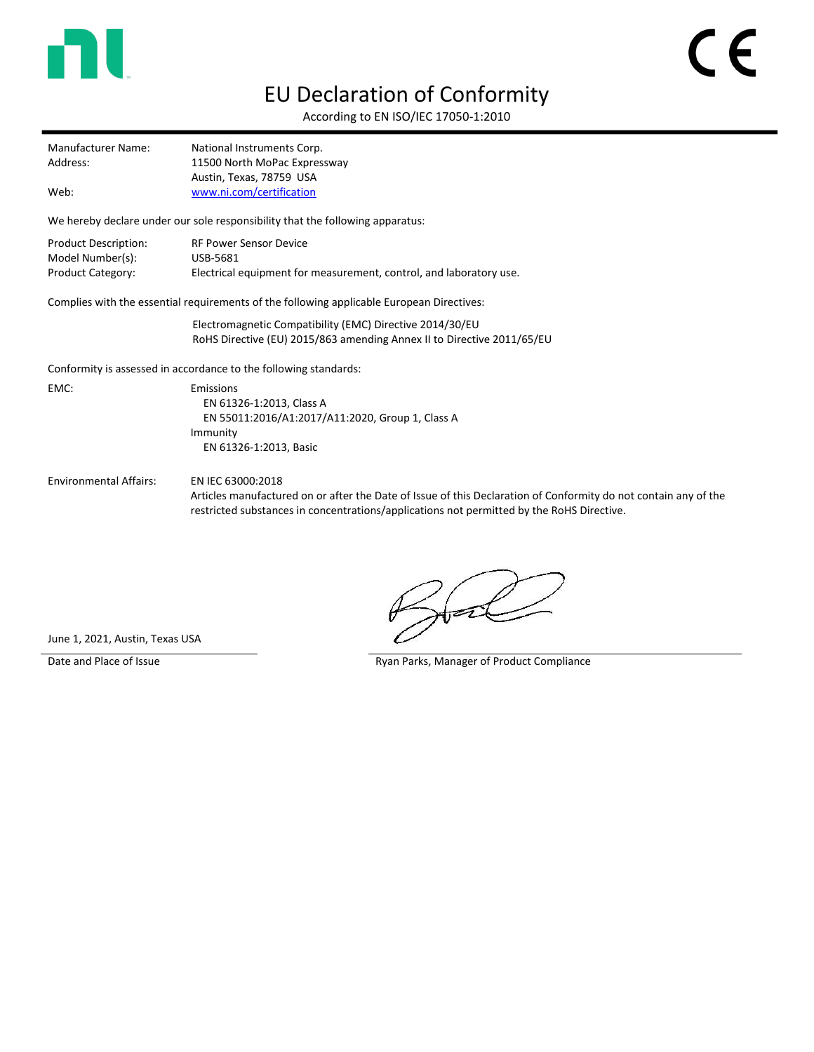# EU Declaration of Conformity

According to EN ISO/IEC 17050-1:2010

---

Manufacturer Name: National Instruments Corp.
Address: 11500 North MoPac Expressway
Austin, Texas, 78759 USA
Web: [www.ni.com/certification](www.ni.com/certification)

We hereby declare under our sole responsibility that the following apparatus:

Product Description: RF Power Sensor Device
Model Number(s): USB-5681
Product Category: Electrical equipment for measurement, control, and laboratory use.

Complies with the essential requirements of the following applicable European Directives:

Electromagnetic Compatibility (EMC) Directive 2014/30/EU
RoHS Directive (EU) 2015/863 amending Annex II to Directive 2011/65/EU

Conformity is assessed in accordance to the following standards:

EMC:
- Emissions
  - EN 61326-1:2013, Class A
  - EN 55011:2016/A1:2017/A11:2020, Group 1, Class A
- Immunity
  - EN 61326-1:2013, Basic

Environmental Affairs: EN IEC 63000:2018
Articles manufactured on or after the Date of Issue of this Declaration of Conformity do not contain any of the restricted substances in concentrations/applications not permitted by the RoHS Directive.

June 1, 2021, Austin, Texas USA

Date and Place of Issue

Ryan Parks, Manager of Product Compliance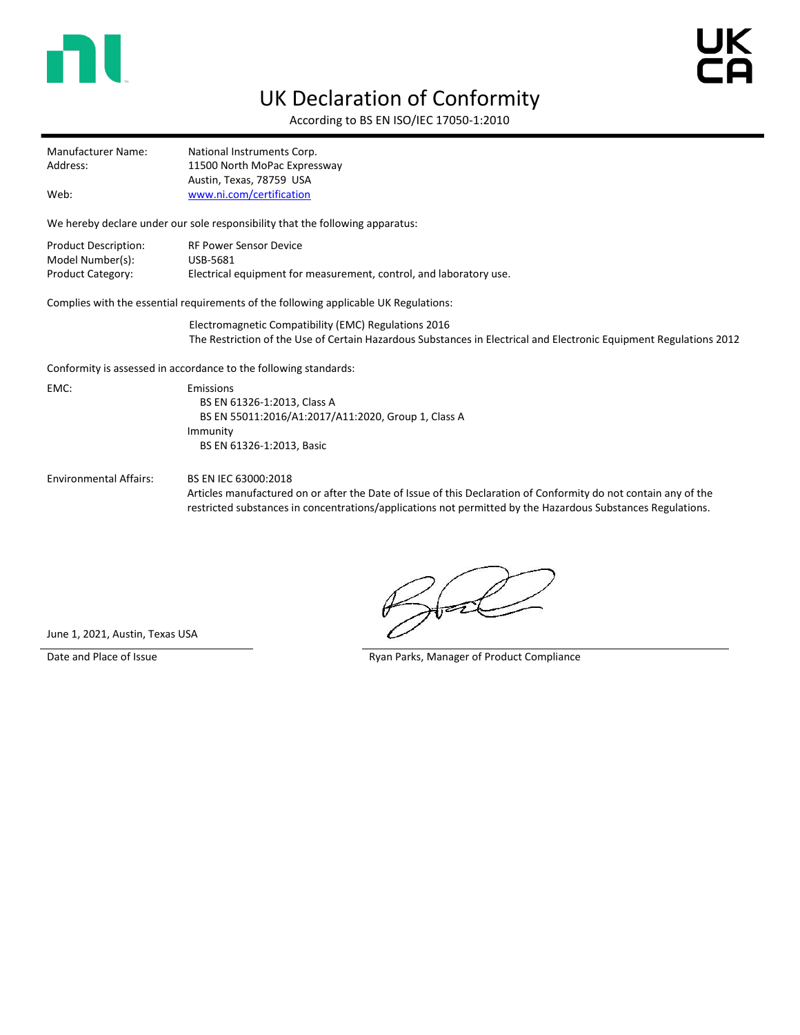# UK Declaration of Conformity

According to BS EN ISO/IEC 17050-1:2010

| | |
|---|---|
| Manufacturer Name: | National Instruments Corp. |
| Address: | 11500 North MoPac Expressway<br>Austin, Texas, 78759 USA |
| Web: | www.ni.com/certification |

We hereby declare under our sole responsibility that the following apparatus:

| | |
|---|---|
| Product Description: | RF Power Sensor Device |
| Model Number(s): | USB-5681 |
| Product Category: | Electrical equipment for measurement, control, and laboratory use. |

Complies with the essential requirements of the following applicable UK Regulations:

Electromagnetic Compatibility (EMC) Regulations 2016
The Restriction of the Use of Certain Hazardous Substances in Electrical and Electronic Equipment Regulations 2012

Conformity is assessed in accordance to the following standards:

EMC:

- Emissions
  - BS EN 61326-1:2013, Class A
  - BS EN 55011:2016/A1:2017/A11:2020, Group 1, Class A
- Immunity
  - BS EN 61326-1:2013, Basic

Environmental Affairs: BS EN IEC 63000:2018
Articles manufactured on or after the Date of Issue of this Declaration of Conformity do not contain any of the restricted substances in concentrations/applications not permitted by the Hazardous Substances Regulations.

June 1, 2021, Austin, Texas USA

Date and Place of Issue

Ryan Parks, Manager of Product Compliance